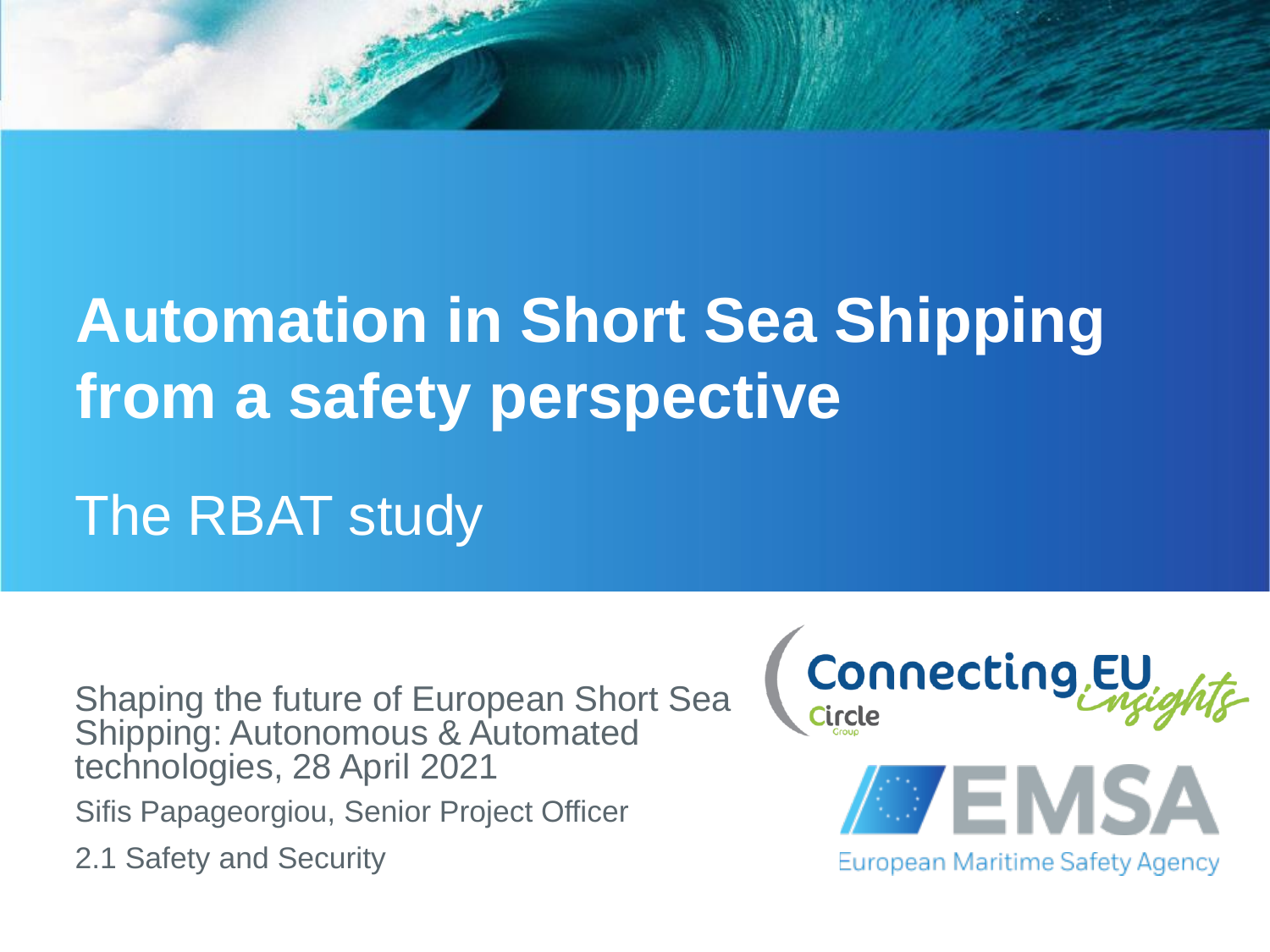# Automation in Short Sea Shipping from a safety perspective

## The RBAT study

Shaping the future of European Short Sea Shipping: Autonomous & Automated technologies, 28 April 2021

Sifis Papageorgiou, Senior Project Officer

2.1 Safety and Security

Connecting EU Insights

Circle Group

EMSA

European Maritime Safety Agency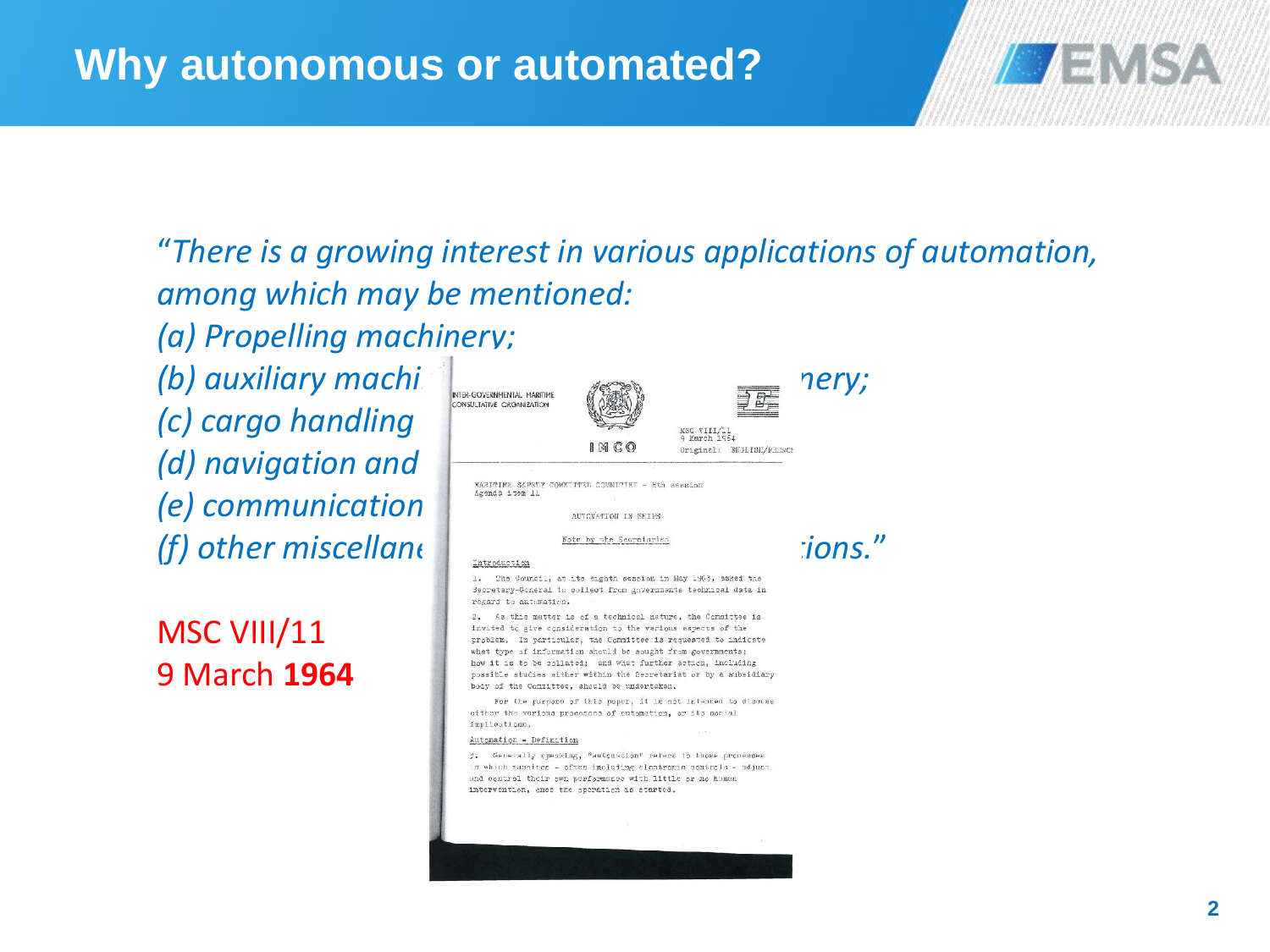# Why autonomous or automated?

*"There is a growing interest in various applications of automation, among which may be mentioned:*

*(a) Propelling machinery;*

*(b) auxiliary machi*[...]*nery;*

*(c) cargo handling*

*(d) navigation and*

*(e) communication*

*(f) other miscellane*[...]*ions."*

MSC VIII/11
9 March **1964**

INTER-GOVERNMENTAL MARITIME CONSULTATIVE ORGANIZATION

IMCO

MSC VIII/11
9 March 1964
Original: ENGLISH/FRENCH

MARITIME SAFETY COMMITTEE – 8th session
Agenda item 11

AUTOMATION IN SHIPS

Note by the Secretariat

Introduction

1. The Council, at its eighth session in May 1963, asked the Secretary-General to collect from governments technical data in regard to automation.

2. As this matter is of a technical nature, the Committee is invited to give consideration to the various aspects of the problem. In particular, the Committee is requested to indicate what type of information should be sought from governments; how it is to be collated; and what further action, including possible studies either within the Secretariat or by a subsidiary body of the Committee, should be undertaken.

For the purpose of this paper, it is not intended to discuss either the various processes of automation, or its social implications.

Automation – Definition

3. Generally speaking, "automation" refers to those processes in which machines – often including electronic controls – adjust and control their own performance with little or no human intervention, once the operation is started.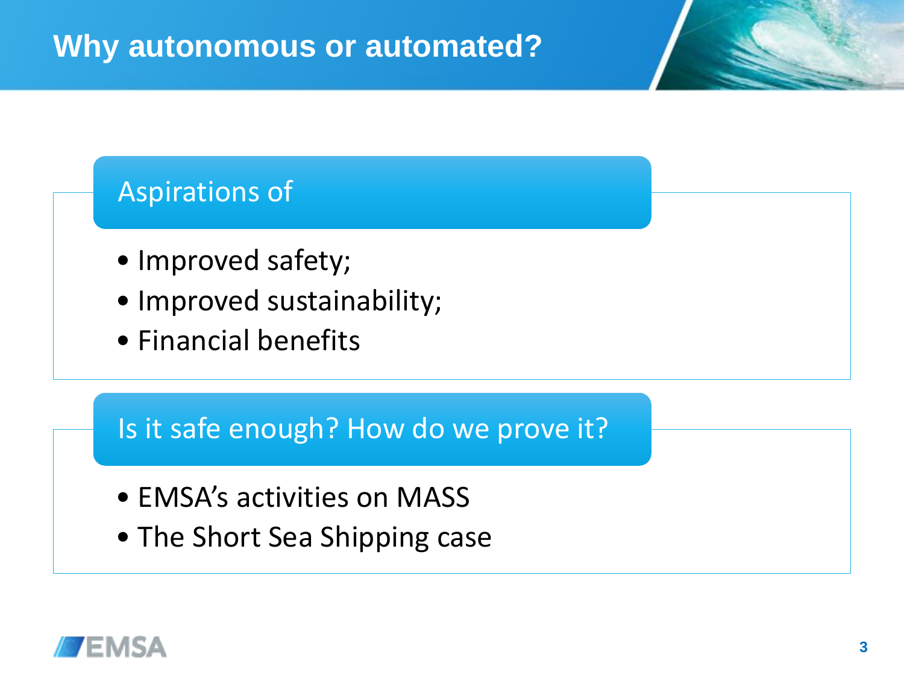# Why autonomous or automated?

## Aspirations of

- Improved safety;
- Improved sustainability;
- Financial benefits

## Is it safe enough? How do we prove it?

- EMSA's activities on MASS
- The Short Sea Shipping case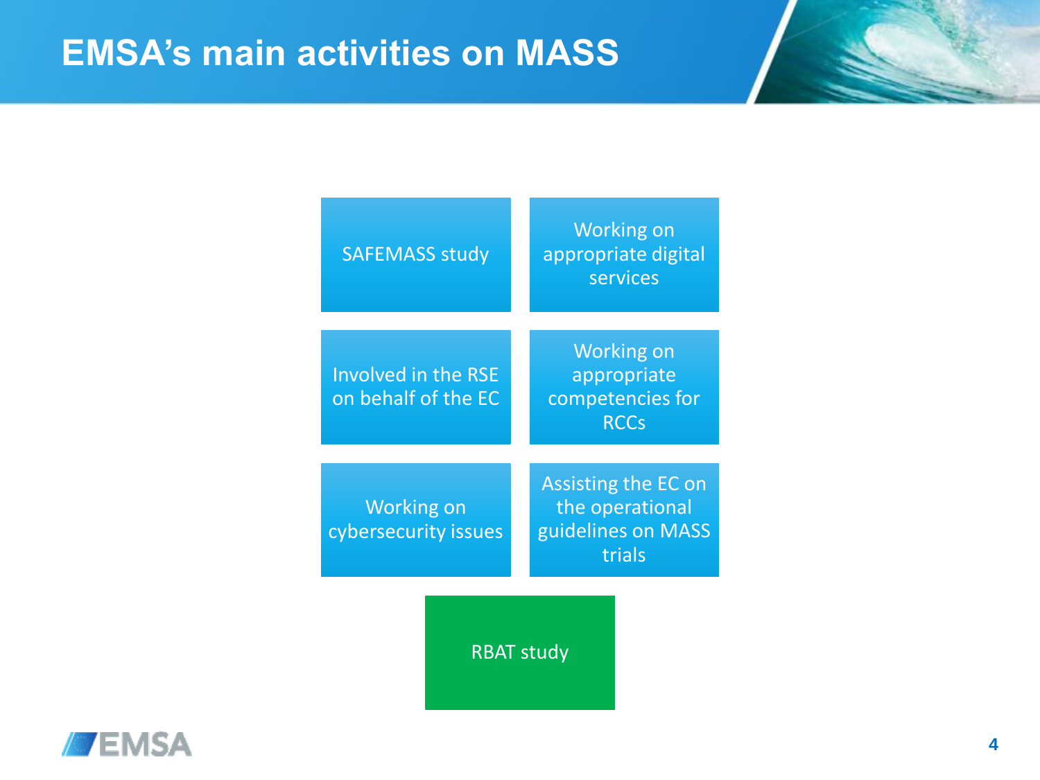# EMSA's main activities on MASS

- SAFEMASS study
- Working on appropriate digital services
- Involved in the RSE on behalf of the EC
- Working on appropriate competencies for RCCs
- Working on cybersecurity issues
- Assisting the EC on the operational guidelines on MASS trials
- RBAT study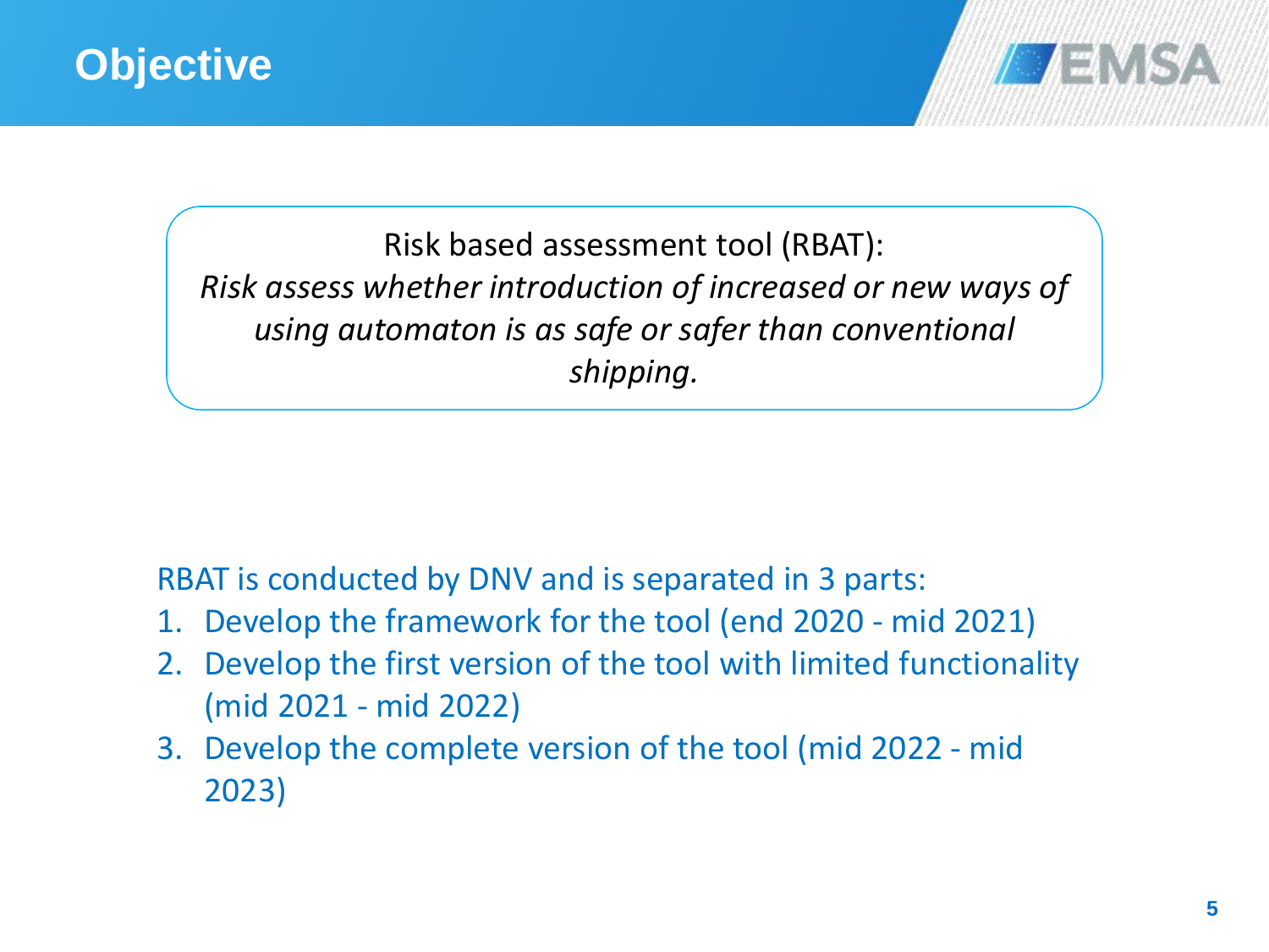# Objective

Risk based assessment tool (RBAT):
*Risk assess whether introduction of increased or new ways of using automaton is as safe or safer than conventional shipping.*

RBAT is conducted by DNV and is separated in 3 parts:

1. Develop the framework for the tool (end 2020 - mid 2021)
2. Develop the first version of the tool with limited functionality (mid 2021 - mid 2022)
3. Develop the complete version of the tool (mid 2022 - mid 2023)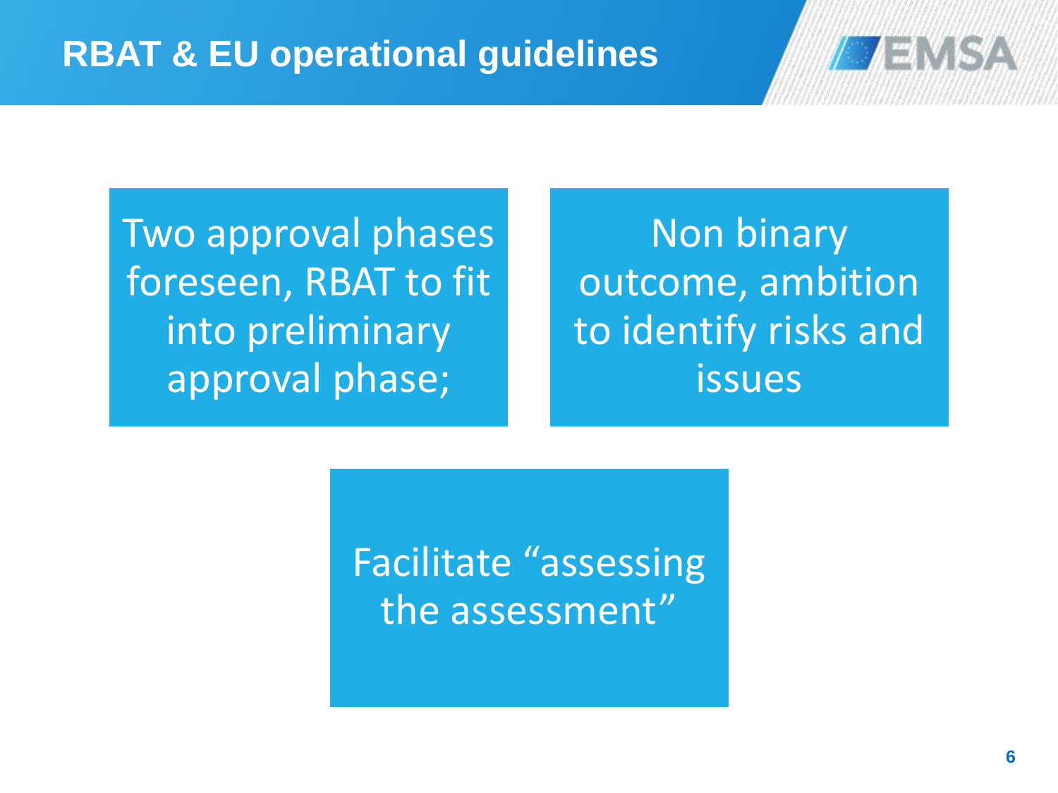# RBAT & EU operational guidelines

Two approval phases foreseen, RBAT to fit into preliminary approval phase;

Non binary outcome, ambition to identify risks and issues

Facilitate “assessing the assessment”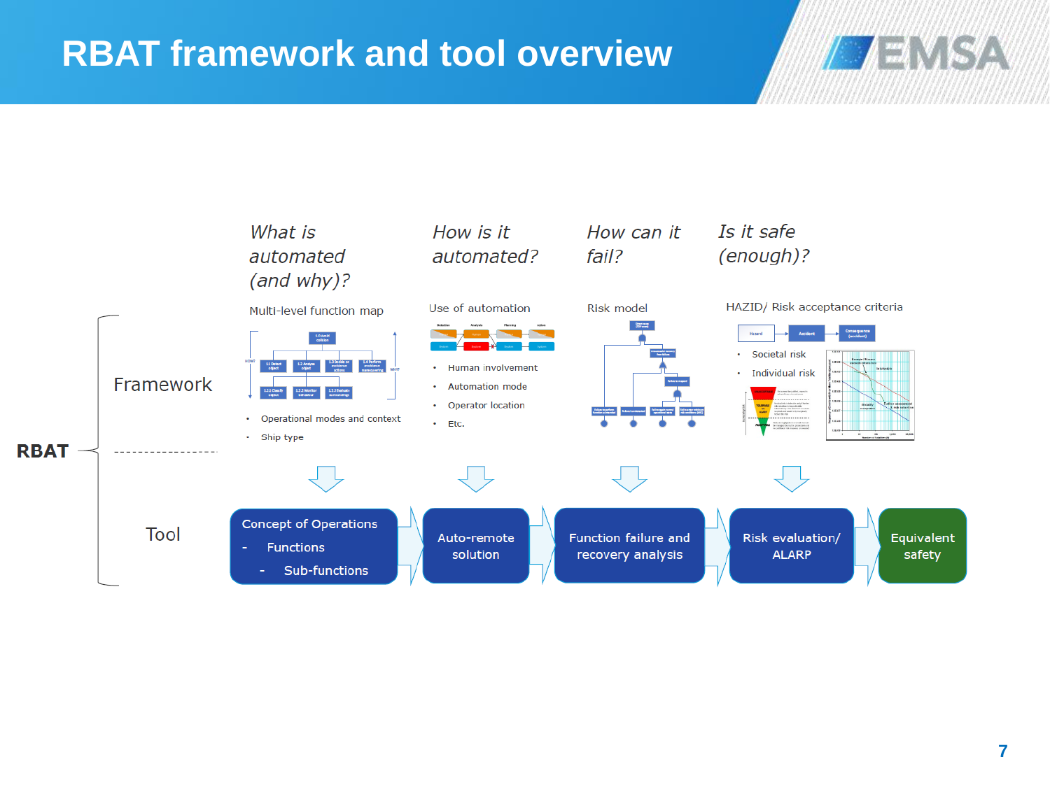# RBAT framework and tool overview

**RBAT**

## Framework

| *What is automated (and why)?* | *How is it automated?* | *How can it fail?* | *Is it safe (enough)?* |
|---|---|---|---|
| Multi-level function map | Use of automation | Risk model | HAZID/ Risk acceptance criteria |

**What is automated (and why)?** — Multi-level function map

- Operational modes and context
- Ship type

**How is it automated?** — Use of automation

- Human involvement
- Automation mode
- Operator location
- Etc.

**How can it fail?** — Risk model

**Is it safe (enough)?** — HAZID/ Risk acceptance criteria

- Societal risk
- Individual risk

## Tool

Concept of Operations
- Functions
  - Sub-functions

→ Auto-remote solution → Function failure and recovery analysis → Risk evaluation/ ALARP → Equivalent safety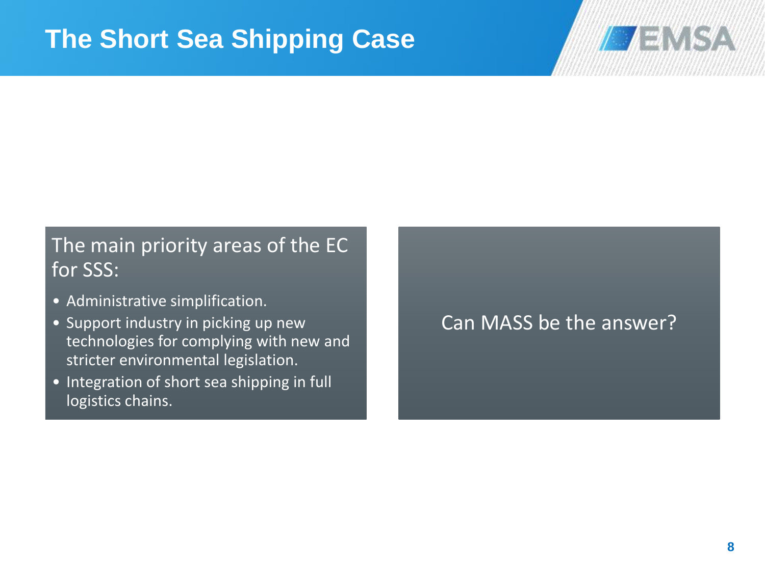# The Short Sea Shipping Case

The main priority areas of the EC for SSS:

- Administrative simplification.
- Support industry in picking up new technologies for complying with new and stricter environmental legislation.
- Integration of short sea shipping in full logistics chains.

Can MASS be the answer?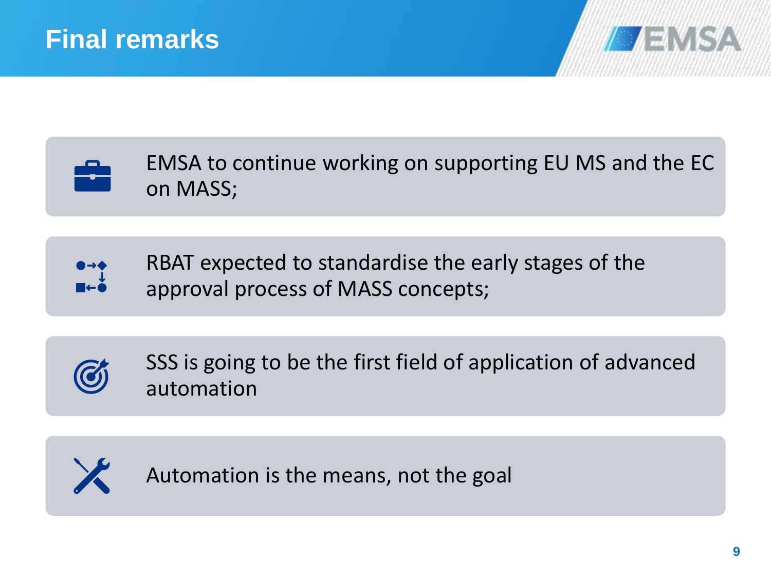# Final remarks

- EMSA to continue working on supporting EU MS and the EC on MASS;
- RBAT expected to standardise the early stages of the approval process of MASS concepts;
- SSS is going to be the first field of application of advanced automation
- Automation is the means, not the goal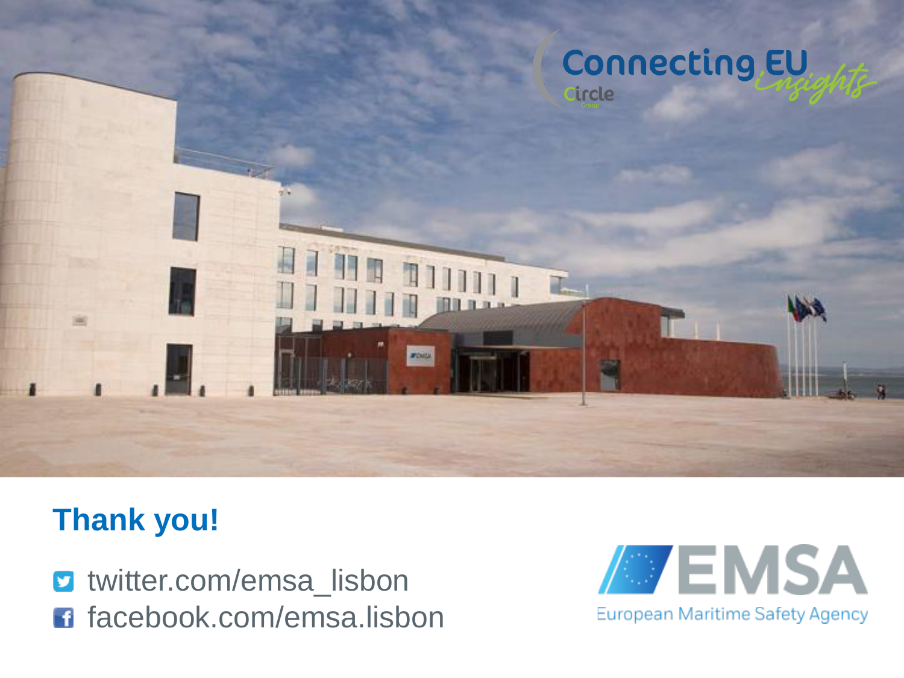## Thank you!

- twitter.com/emsa_lisbon
- facebook.com/emsa.lisbon

EMSA
European Maritime Safety Agency